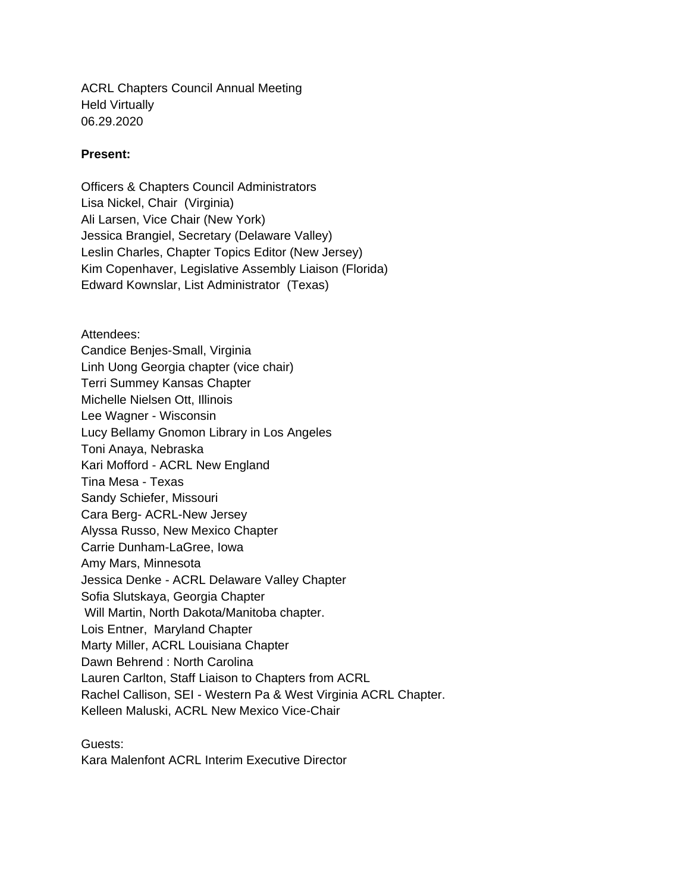ACRL Chapters Council Annual Meeting
Held Virtually
06.29.2020

**Present:**

Officers & Chapters Council Administrators
Lisa Nickel, Chair (Virginia)
Ali Larsen, Vice Chair (New York)
Jessica Brangiel, Secretary (Delaware Valley)
Leslin Charles, Chapter Topics Editor (New Jersey)
Kim Copenhaver, Legislative Assembly Liaison (Florida)
Edward Kownslar, List Administrator (Texas)

Attendees:
Candice Benjes-Small, Virginia
Linh Uong Georgia chapter (vice chair)
Terri Summey Kansas Chapter
Michelle Nielsen Ott, Illinois
Lee Wagner - Wisconsin
Lucy Bellamy Gnomon Library in Los Angeles
Toni Anaya, Nebraska
Kari Mofford - ACRL New England
Tina Mesa - Texas
Sandy Schiefer, Missouri
Cara Berg- ACRL-New Jersey
Alyssa Russo, New Mexico Chapter
Carrie Dunham-LaGree, Iowa
Amy Mars, Minnesota
Jessica Denke - ACRL Delaware Valley Chapter
Sofia Slutskaya, Georgia Chapter
Will Martin, North Dakota/Manitoba chapter.
Lois Entner, Maryland Chapter
Marty Miller, ACRL Louisiana Chapter
Dawn Behrend : North Carolina
Lauren Carlton, Staff Liaison to Chapters from ACRL
Rachel Callison, SEI - Western Pa & West Virginia ACRL Chapter.
Kelleen Maluski, ACRL New Mexico Vice-Chair

Guests:
Kara Malenfont ACRL Interim Executive Director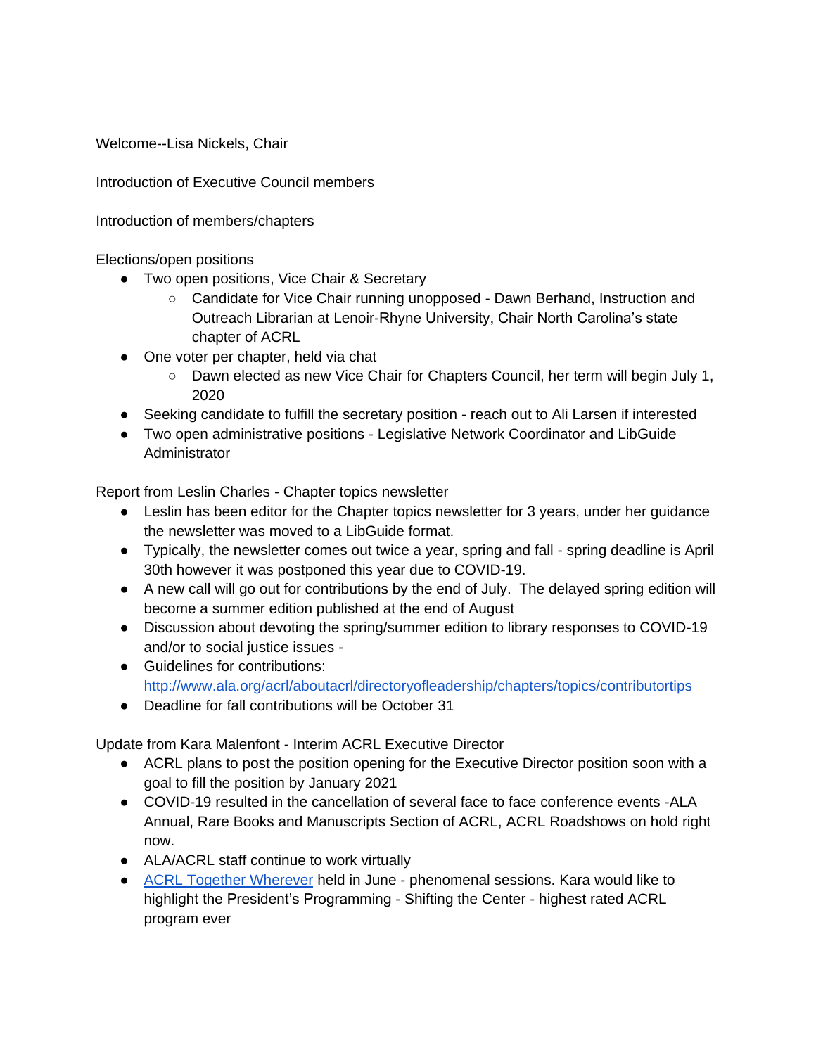Welcome--Lisa Nickels, Chair

Introduction of Executive Council members

Introduction of members/chapters

Elections/open positions

- Two open positions, Vice Chair & Secretary
  - Candidate for Vice Chair running unopposed - Dawn Berhand, Instruction and Outreach Librarian at Lenoir-Rhyne University, Chair North Carolina's state chapter of ACRL
- One voter per chapter, held via chat
  - Dawn elected as new Vice Chair for Chapters Council, her term will begin July 1, 2020
- Seeking candidate to fulfill the secretary position - reach out to Ali Larsen if interested
- Two open administrative positions - Legislative Network Coordinator and LibGuide Administrator

Report from Leslin Charles - Chapter topics newsletter

- Leslin has been editor for the Chapter topics newsletter for 3 years, under her guidance the newsletter was moved to a LibGuide format.
- Typically, the newsletter comes out twice a year, spring and fall - spring deadline is April 30th however it was postponed this year due to COVID-19.
- A new call will go out for contributions by the end of July. The delayed spring edition will become a summer edition published at the end of August
- Discussion about devoting the spring/summer edition to library responses to COVID-19 and/or to social justice issues -
- Guidelines for contributions: [http://www.ala.org/acrl/aboutacrl/directoryofleadership/chapters/topics/contributortips](http://www.ala.org/acrl/aboutacrl/directoryofleadership/chapters/topics/contributortips)
- Deadline for fall contributions will be October 31

Update from Kara Malenfont - Interim ACRL Executive Director

- ACRL plans to post the position opening for the Executive Director position soon with a goal to fill the position by January 2021
- COVID-19 resulted in the cancellation of several face to face conference events -ALA Annual, Rare Books and Manuscripts Section of ACRL, ACRL Roadshows on hold right now.
- ALA/ACRL staff continue to work virtually
- ACRL Together Wherever held in June - phenomenal sessions. Kara would like to highlight the President's Programming - Shifting the Center - highest rated ACRL program ever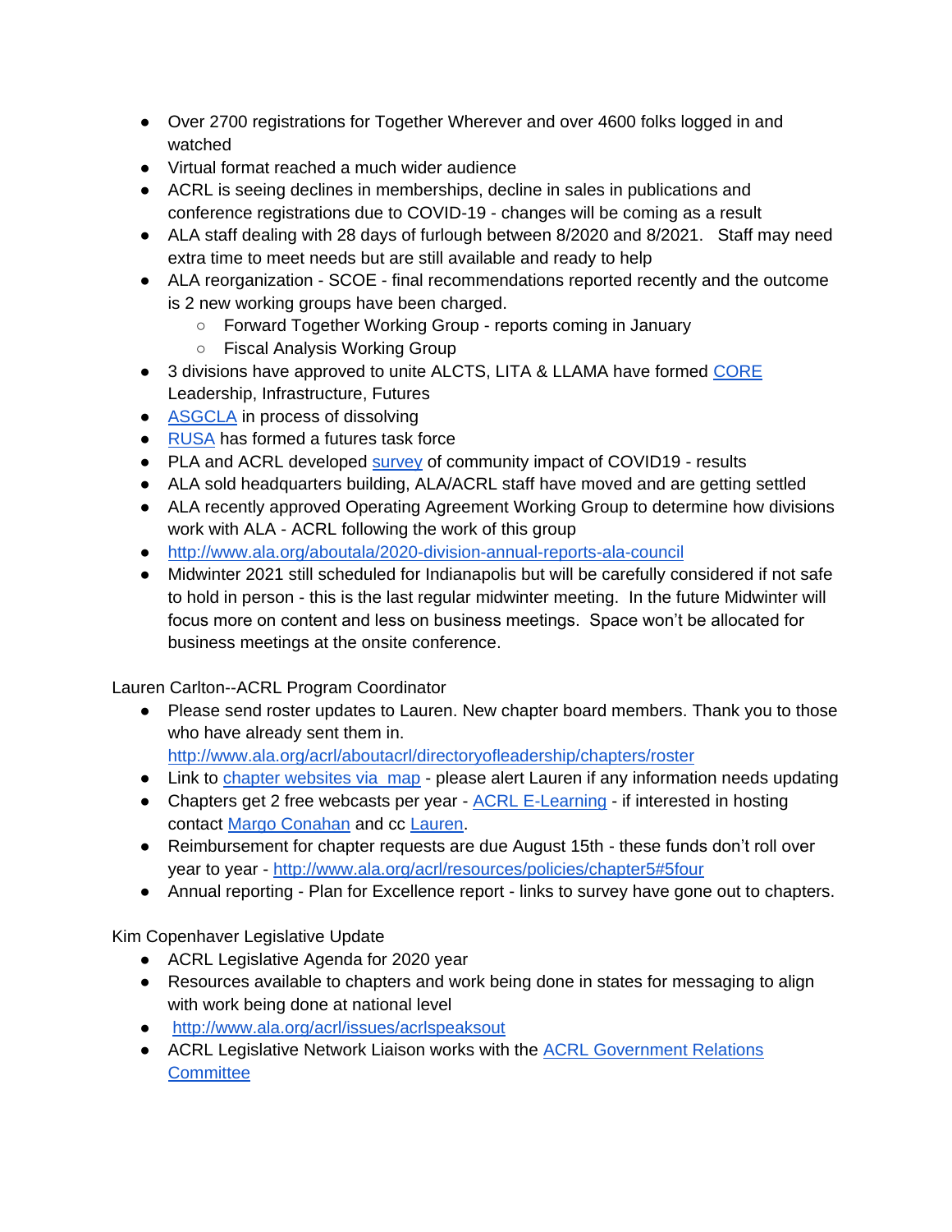- Over 2700 registrations for Together Wherever and over 4600 folks logged in and watched
- Virtual format reached a much wider audience
- ACRL is seeing declines in memberships, decline in sales in publications and conference registrations due to COVID-19 - changes will be coming as a result
- ALA staff dealing with 28 days of furlough between 8/2020 and 8/2021. Staff may need extra time to meet needs but are still available and ready to help
- ALA reorganization - SCOE - final recommendations reported recently and the outcome is 2 new working groups have been charged.
  - Forward Together Working Group - reports coming in January
  - Fiscal Analysis Working Group
- 3 divisions have approved to unite ALCTS, LITA & LLAMA have formed CORE Leadership, Infrastructure, Futures
- ASGCLA in process of dissolving
- RUSA has formed a futures task force
- PLA and ACRL developed survey of community impact of COVID19 - results
- ALA sold headquarters building, ALA/ACRL staff have moved and are getting settled
- ALA recently approved Operating Agreement Working Group to determine how divisions work with ALA - ACRL following the work of this group
- http://www.ala.org/aboutala/2020-division-annual-reports-ala-council
- Midwinter 2021 still scheduled for Indianapolis but will be carefully considered if not safe to hold in person - this is the last regular midwinter meeting. In the future Midwinter will focus more on content and less on business meetings. Space won't be allocated for business meetings at the onsite conference.

Lauren Carlton--ACRL Program Coordinator

- Please send roster updates to Lauren. New chapter board members. Thank you to those who have already sent them in. http://www.ala.org/acrl/aboutacrl/directoryofleadership/chapters/roster
- Link to chapter websites via map - please alert Lauren if any information needs updating
- Chapters get 2 free webcasts per year - ACRL E-Learning - if interested in hosting contact Margo Conahan and cc Lauren.
- Reimbursement for chapter requests are due August 15th - these funds don't roll over year to year - http://www.ala.org/acrl/resources/policies/chapter5#5four
- Annual reporting - Plan for Excellence report - links to survey have gone out to chapters.

Kim Copenhaver Legislative Update

- ACRL Legislative Agenda for 2020 year
- Resources available to chapters and work being done in states for messaging to align with work being done at national level
- http://www.ala.org/acrl/issues/acrlspeaksout
- ACRL Legislative Network Liaison works with the ACRL Government Relations Committee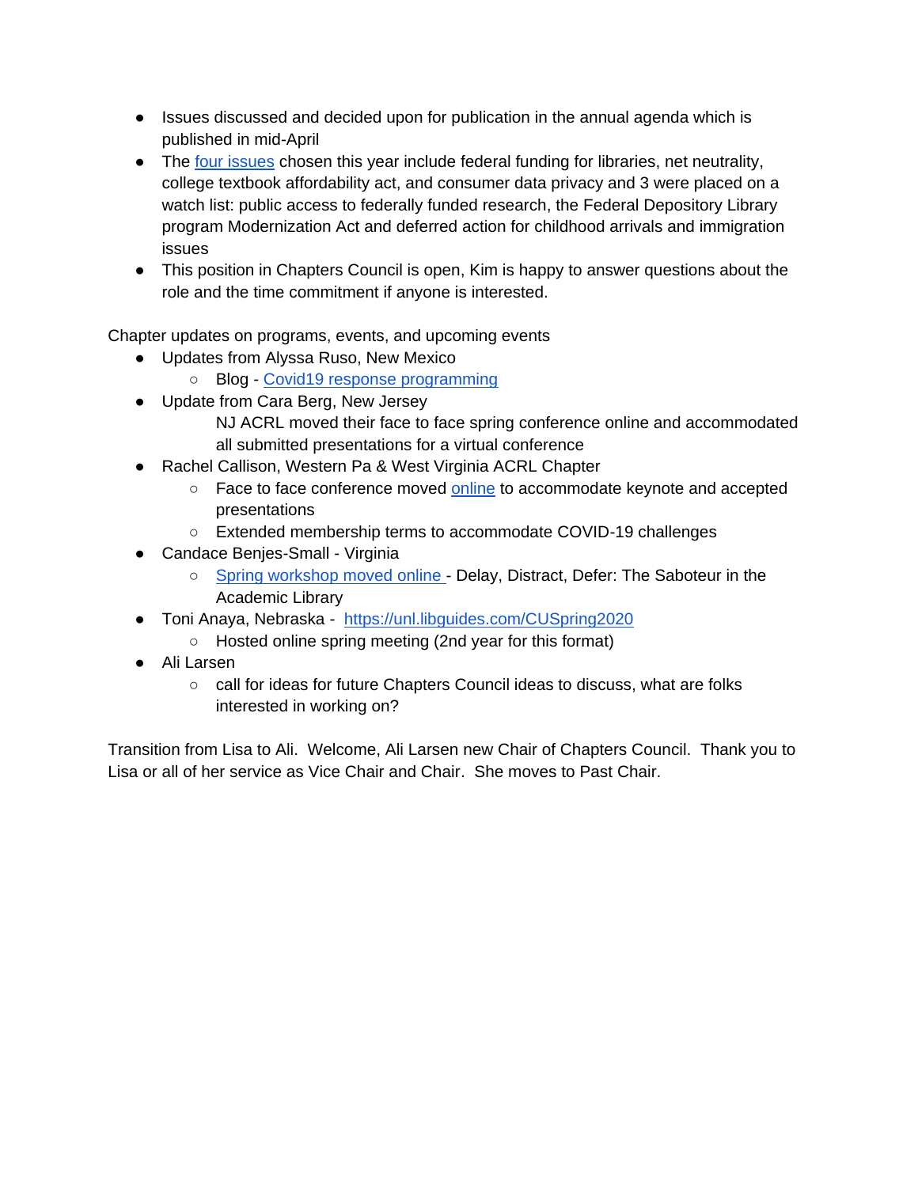- Issues discussed and decided upon for publication in the annual agenda which is published in mid-April
- The four issues chosen this year include federal funding for libraries, net neutrality, college textbook affordability act, and consumer data privacy and 3 were placed on a watch list: public access to federally funded research, the Federal Depository Library program Modernization Act and deferred action for childhood arrivals and immigration issues
- This position in Chapters Council is open, Kim is happy to answer questions about the role and the time commitment if anyone is interested.

Chapter updates on programs, events, and upcoming events

- Updates from Alyssa Ruso, New Mexico
  - Blog - Covid19 response programming
- Update from Cara Berg, New Jersey

  NJ ACRL moved their face to face spring conference online and accommodated all submitted presentations for a virtual conference
- Rachel Callison, Western Pa & West Virginia ACRL Chapter
  - Face to face conference moved online to accommodate keynote and accepted presentations
  - Extended membership terms to accommodate COVID-19 challenges
- Candace Benjes-Small - Virginia
  - Spring workshop moved online - Delay, Distract, Defer: The Saboteur in the Academic Library
- Toni Anaya, Nebraska - https://unl.libguides.com/CUSpring2020
  - Hosted online spring meeting (2nd year for this format)
- Ali Larsen
  - call for ideas for future Chapters Council ideas to discuss, what are folks interested in working on?

Transition from Lisa to Ali. Welcome, Ali Larsen new Chair of Chapters Council. Thank you to Lisa or all of her service as Vice Chair and Chair. She moves to Past Chair.